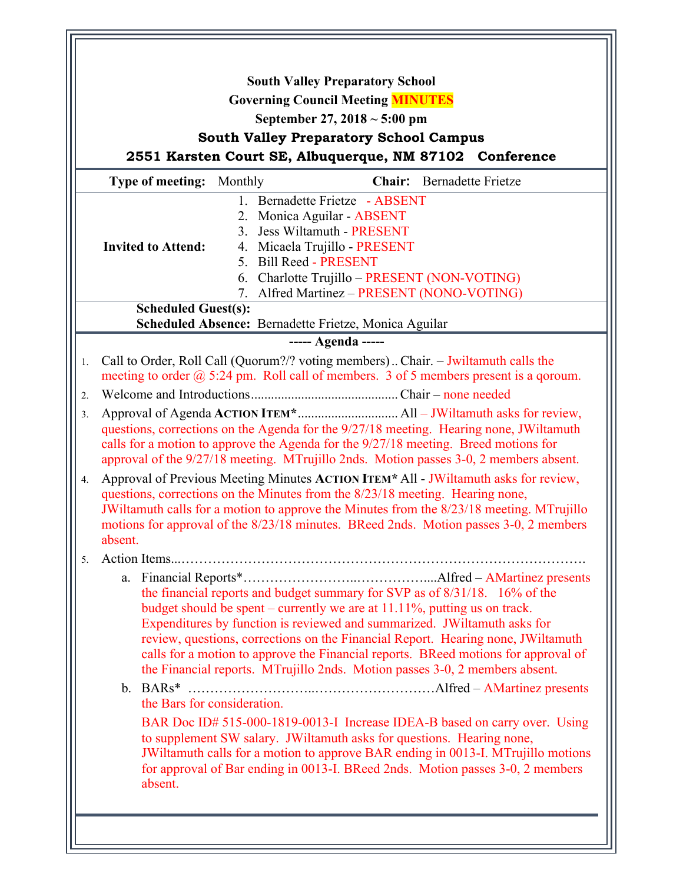**South Valley Preparatory School**

**Governing Council Meeting MINUTES**

**September 27, 2018 ~ 5:00 pm**

**South Valley Preparatory School Campus**

**2551 Karsten Court SE, Albuquerque, NM 87102 Conference**

**Type of meeting:** Monthly **Chair:** Bernadette Frietze

**Invited to Attend:**

1. Bernadette Frietze - ABSENT
2. Monica Aguilar - ABSENT
3. Jess Wiltamuth - PRESENT
4. Micaela Trujillo - PRESENT
5. Bill Reed - PRESENT
6. Charlotte Trujillo – PRESENT (NON-VOTING)
7. Alfred Martinez – PRESENT (NONO-VOTING)

**Scheduled Guest(s):**

**Scheduled Absence:** Bernadette Frietze, Monica Aguilar

**----- Agenda -----**

1. Call to Order, Roll Call (Quorum?/? voting members).. Chair. – Jwiltamuth calls the meeting to order @ 5:24 pm. Roll call of members. 3 of 5 members present is a qoroum.
2. Welcome and Introductions........................................... Chair – none needed
3. Approval of Agenda **ACTION ITEM***............................. All – JWiltamuth asks for review, questions, corrections on the Agenda for the 9/27/18 meeting. Hearing none, JWiltamuth calls for a motion to approve the Agenda for the 9/27/18 meeting. Breed motions for approval of the 9/27/18 meeting. MTrujillo 2nds. Motion passes 3-0, 2 members absent.
4. Approval of Previous Meeting Minutes **ACTION ITEM*** All - JWiltamuth asks for review, questions, corrections on the Minutes from the 8/23/18 meeting. Hearing none, JWiltamuth calls for a motion to approve the Minutes from the 8/23/18 meeting. MTrujillo motions for approval of the 8/23/18 minutes. BReed 2nds. Motion passes 3-0, 2 members absent.
5. Action Items...……………………………………………………………………………….
   a. Financial Reports*……………………...……………....Alfred – AMartinez presents the financial reports and budget summary for SVP as of 8/31/18. 16% of the budget should be spent – currently we are at 11.11%, putting us on track. Expenditures by function is reviewed and summarized. JWiltamuth asks for review, questions, corrections on the Financial Report. Hearing none, JWiltamuth calls for a motion to approve the Financial reports. BReed motions for approval of the Financial reports. MTrujillo 2nds. Motion passes 3-0, 2 members absent.
   b. BARs* ……………………...………………………Alfred – AMartinez presents the Bars for consideration.

      BAR Doc ID# 515-000-1819-0013-I Increase IDEA-B based on carry over. Using to supplement SW salary. JWiltamuth asks for questions. Hearing none, JWiltamuth calls for a motion to approve BAR ending in 0013-I. MTrujillo motions for approval of Bar ending in 0013-I. BReed 2nds. Motion passes 3-0, 2 members absent.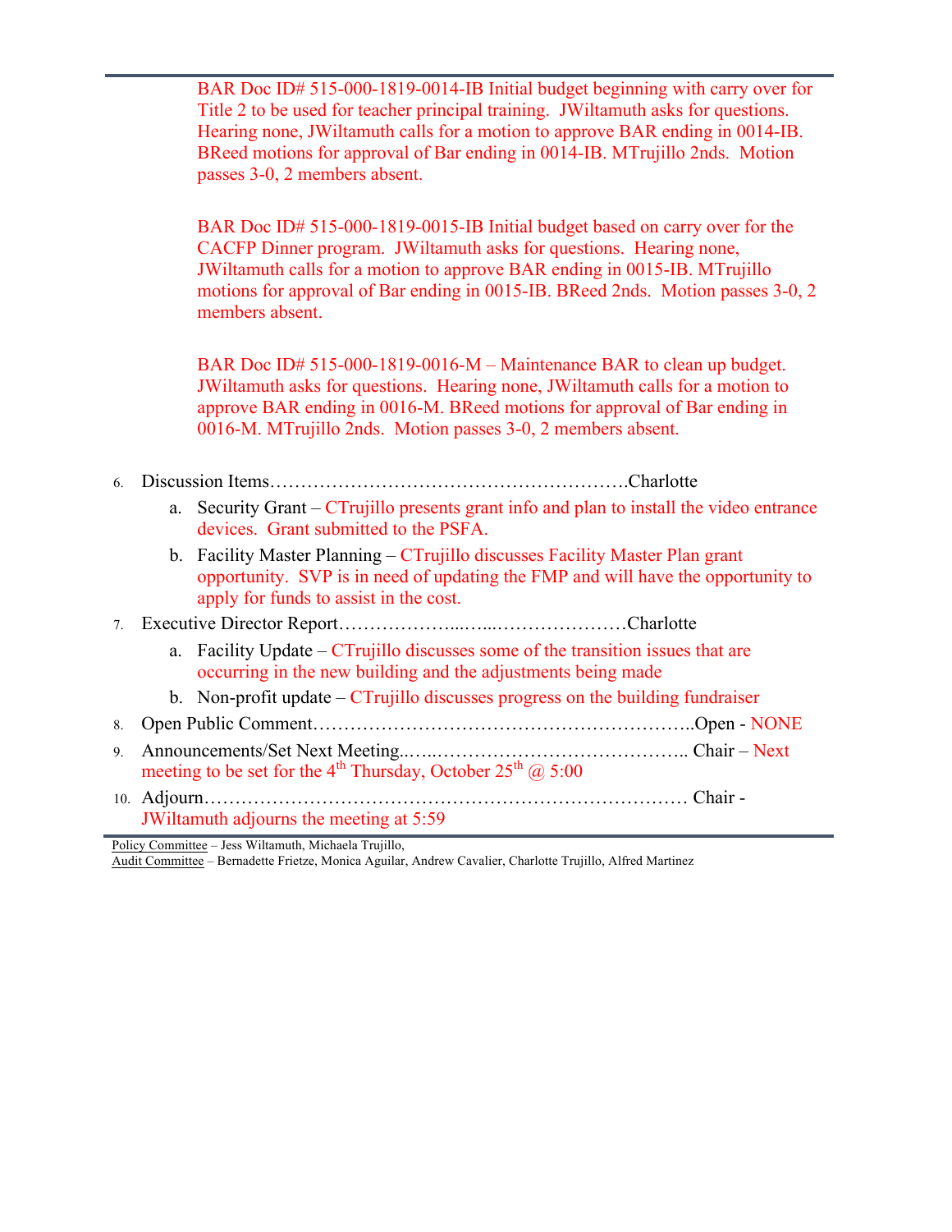BAR Doc ID# 515-000-1819-0014-IB Initial budget beginning with carry over for Title 2 to be used for teacher principal training. JWiltamuth asks for questions. Hearing none, JWiltamuth calls for a motion to approve BAR ending in 0014-IB. BReed motions for approval of Bar ending in 0014-IB. MTrujillo 2nds. Motion passes 3-0, 2 members absent.

BAR Doc ID# 515-000-1819-0015-IB Initial budget based on carry over for the CACFP Dinner program. JWiltamuth asks for questions. Hearing none, JWiltamuth calls for a motion to approve BAR ending in 0015-IB. MTrujillo motions for approval of Bar ending in 0015-IB. BReed 2nds. Motion passes 3-0, 2 members absent.

BAR Doc ID# 515-000-1819-0016-M – Maintenance BAR to clean up budget. JWiltamuth asks for questions. Hearing none, JWiltamuth calls for a motion to approve BAR ending in 0016-M. BReed motions for approval of Bar ending in 0016-M. MTrujillo 2nds. Motion passes 3-0, 2 members absent.

6. Discussion Items…………………………………………………Charlotte
   a. Security Grant – CTrujillo presents grant info and plan to install the video entrance devices. Grant submitted to the PSFA.
   b. Facility Master Planning – CTrujillo discusses Facility Master Plan grant opportunity. SVP is in need of updating the FMP and will have the opportunity to apply for funds to assist in the cost.
7. Executive Director Report………………...…...…………………Charlotte
   a. Facility Update – CTrujillo discusses some of the transition issues that are occurring in the new building and the adjustments being made
   b. Non-profit update – CTrujillo discusses progress on the building fundraiser
8. Open Public Comment……………………………………………………..Open - NONE
9. Announcements/Set Next Meeting..…..………………………………….. Chair – Next meeting to be set for the 4th Thursday, October 25th @ 5:00
10. Adjourn………………………………………………………………… Chair - JWiltamuth adjourns the meeting at 5:59

Policy Committee – Jess Wiltamuth, Michaela Trujillo,
Audit Committee – Bernadette Frietze, Monica Aguilar, Andrew Cavalier, Charlotte Trujillo, Alfred Martinez